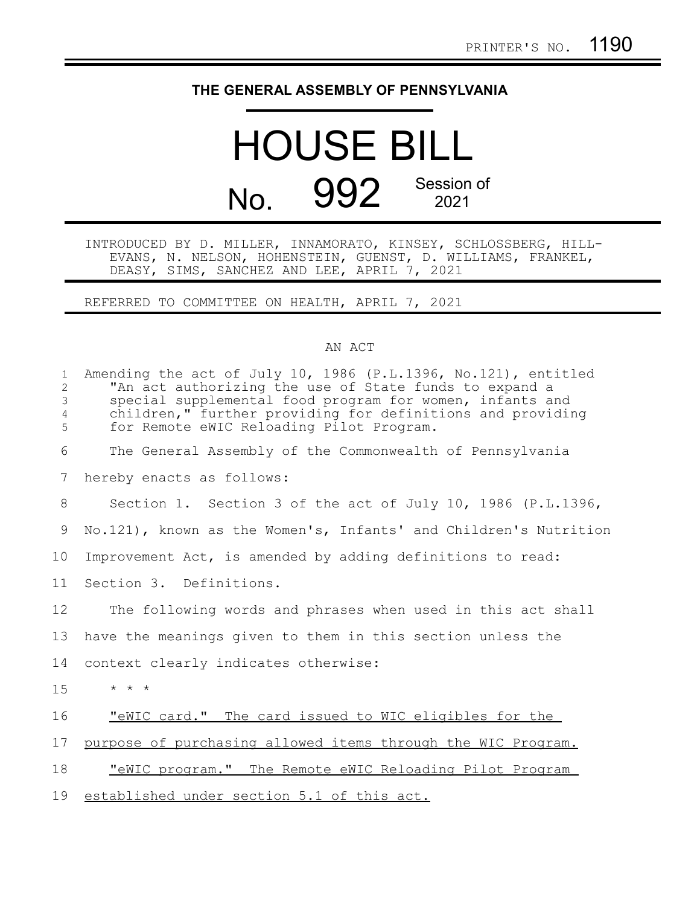PRINTER'S NO. 1190

# THE GENERAL ASSEMBLY OF PENNSYLVANIA

# HOUSE BILL

## No. 992 Session of 2021

INTRODUCED BY D. MILLER, INNAMORATO, KINSEY, SCHLOSSBERG, HILL-EVANS, N. NELSON, HOHENSTEIN, GUENST, D. WILLIAMS, FRANKEL, DEASY, SIMS, SANCHEZ AND LEE, APRIL 7, 2021

REFERRED TO COMMITTEE ON HEALTH, APRIL 7, 2021

AN ACT

Amending the act of July 10, 1986 (P.L.1396, No.121), entitled "An act authorizing the use of State funds to expand a special supplemental food program for women, infants and children," further providing for definitions and providing for Remote eWIC Reloading Pilot Program.

The General Assembly of the Commonwealth of Pennsylvania hereby enacts as follows:

Section 1. Section 3 of the act of July 10, 1986 (P.L.1396, No.121), known as the Women's, Infants' and Children's Nutrition Improvement Act, is amended by adding definitions to read:

Section 3. Definitions.

The following words and phrases when used in this act shall have the meanings given to them in this section unless the context clearly indicates otherwise:

\* \* \*

"eWIC card." The card issued to WIC eligibles for the purpose of purchasing allowed items through the WIC Program.

"eWIC program." The Remote eWIC Reloading Pilot Program established under section 5.1 of this act.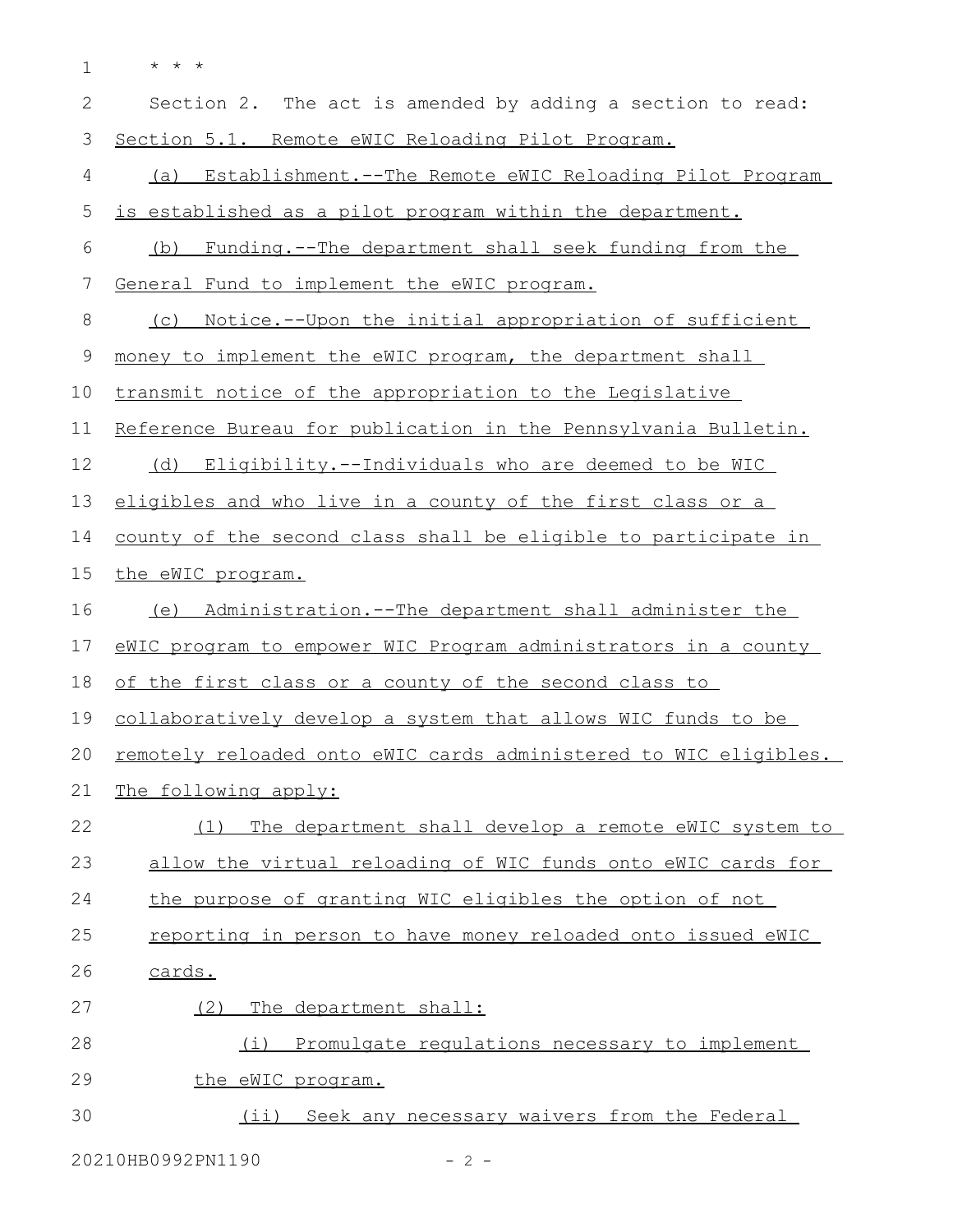* * *

Section 2. The act is amended by adding a section to read:

Section 5.1. Remote eWIC Reloading Pilot Program.

(a) Establishment.--The Remote eWIC Reloading Pilot Program is established as a pilot program within the department.

(b) Funding.--The department shall seek funding from the General Fund to implement the eWIC program.

(c) Notice.--Upon the initial appropriation of sufficient money to implement the eWIC program, the department shall transmit notice of the appropriation to the Legislative Reference Bureau for publication in the Pennsylvania Bulletin.

(d) Eligibility.--Individuals who are deemed to be WIC eligibles and who live in a county of the first class or a county of the second class shall be eligible to participate in the eWIC program.

(e) Administration.--The department shall administer the eWIC program to empower WIC Program administrators in a county of the first class or a county of the second class to collaboratively develop a system that allows WIC funds to be remotely reloaded onto eWIC cards administered to WIC eligibles. The following apply:

(1) The department shall develop a remote eWIC system to allow the virtual reloading of WIC funds onto eWIC cards for the purpose of granting WIC eligibles the option of not reporting in person to have money reloaded onto issued eWIC cards.

(2) The department shall:

(i) Promulgate regulations necessary to implement the eWIC program.

(ii) Seek any necessary waivers from the Federal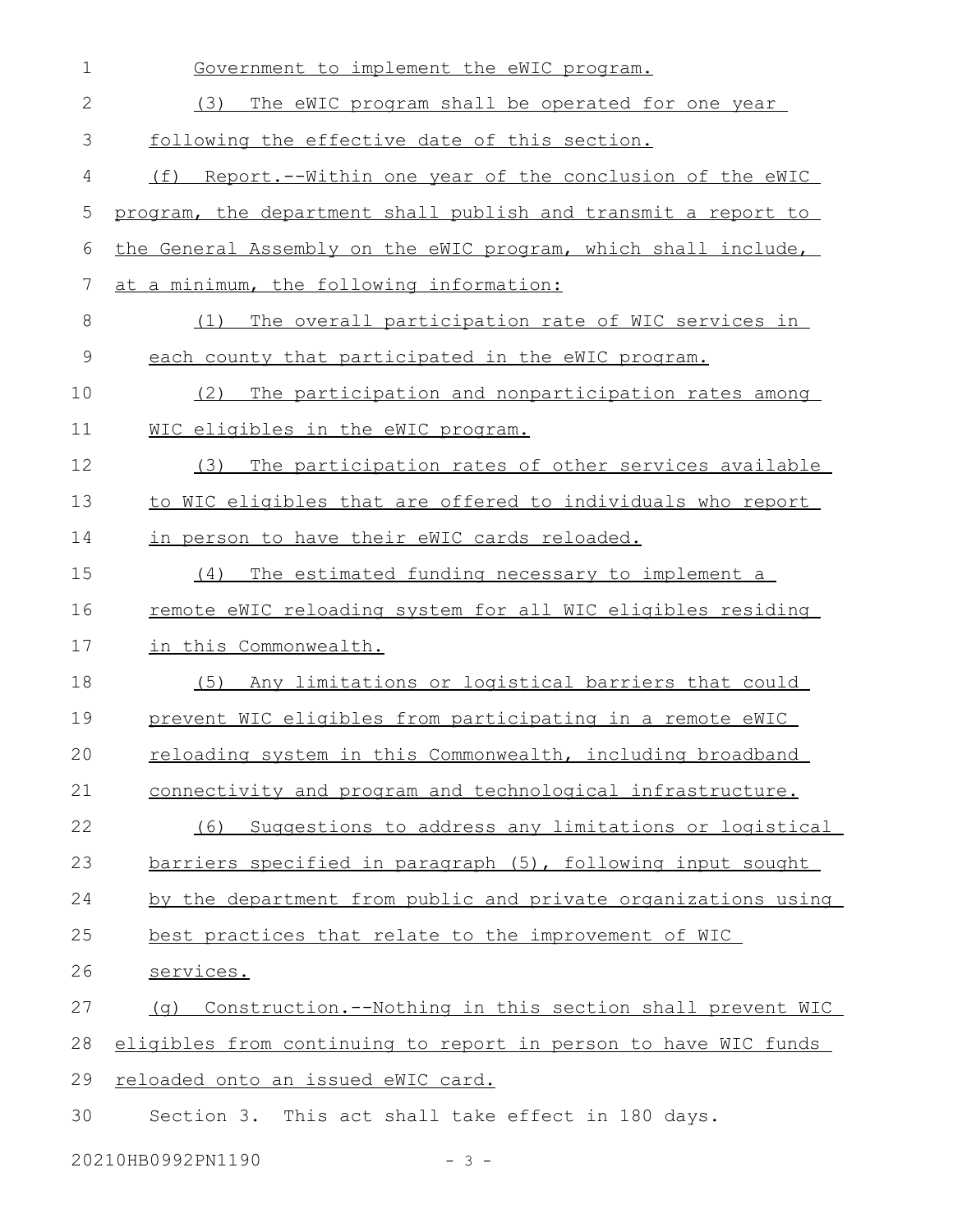Government to implement the eWIC program.

(3) The eWIC program shall be operated for one year following the effective date of this section.

(f) Report.--Within one year of the conclusion of the eWIC program, the department shall publish and transmit a report to the General Assembly on the eWIC program, which shall include, at a minimum, the following information:

(1) The overall participation rate of WIC services in each county that participated in the eWIC program.

(2) The participation and nonparticipation rates among WIC eligibles in the eWIC program.

(3) The participation rates of other services available to WIC eligibles that are offered to individuals who report in person to have their eWIC cards reloaded.

(4) The estimated funding necessary to implement a remote eWIC reloading system for all WIC eligibles residing in this Commonwealth.

(5) Any limitations or logistical barriers that could prevent WIC eligibles from participating in a remote eWIC reloading system in this Commonwealth, including broadband connectivity and program and technological infrastructure.

(6) Suggestions to address any limitations or logistical barriers specified in paragraph (5), following input sought by the department from public and private organizations using best practices that relate to the improvement of WIC services.

(g) Construction.--Nothing in this section shall prevent WIC eligibles from continuing to report in person to have WIC funds reloaded onto an issued eWIC card.

Section 3. This act shall take effect in 180 days.